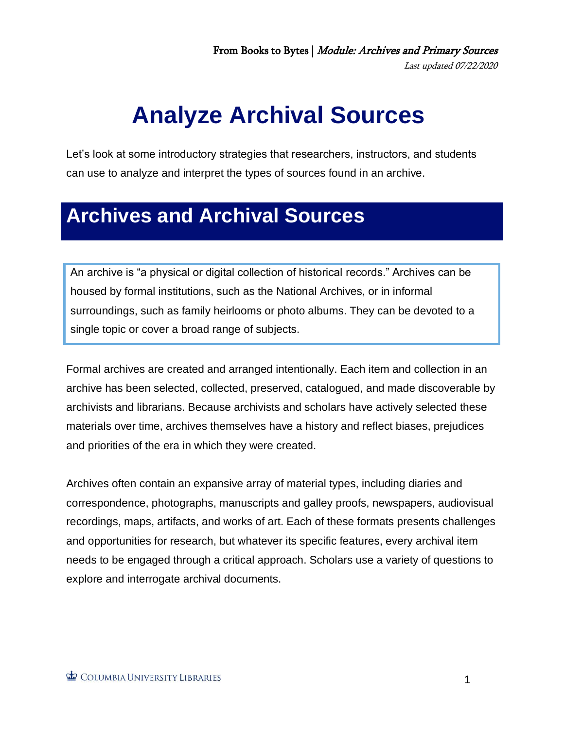# Analyze Archival Sources

Let's look at some introductory strategies that researchers, instructors, and students can use to analyze and interpret the types of sources found in an archive.

## Archives and Archival Sources

An archive is "a physical or digital collection of historical records." Archives can be housed by formal institutions, such as the National Archives, or in informal surroundings, such as family heirlooms or photo albums. They can be devoted to a single topic or cover a broad range of subjects.

Formal archives are created and arranged intentionally. Each item and collection in an archive has been selected, collected, preserved, catalogued, and made discoverable by archivists and librarians. Because archivists and scholars have actively selected these materials over time, archives themselves have a history and reflect biases, prejudices and priorities of the era in which they were created.

Archives often contain an expansive array of material types, including diaries and correspondence, photographs, manuscripts and galley proofs, newspapers, audiovisual recordings, maps, artifacts, and works of art. Each of these formats presents challenges and opportunities for research, but whatever its specific features, every archival item needs to be engaged through a critical approach. Scholars use a variety of questions to explore and interrogate archival documents.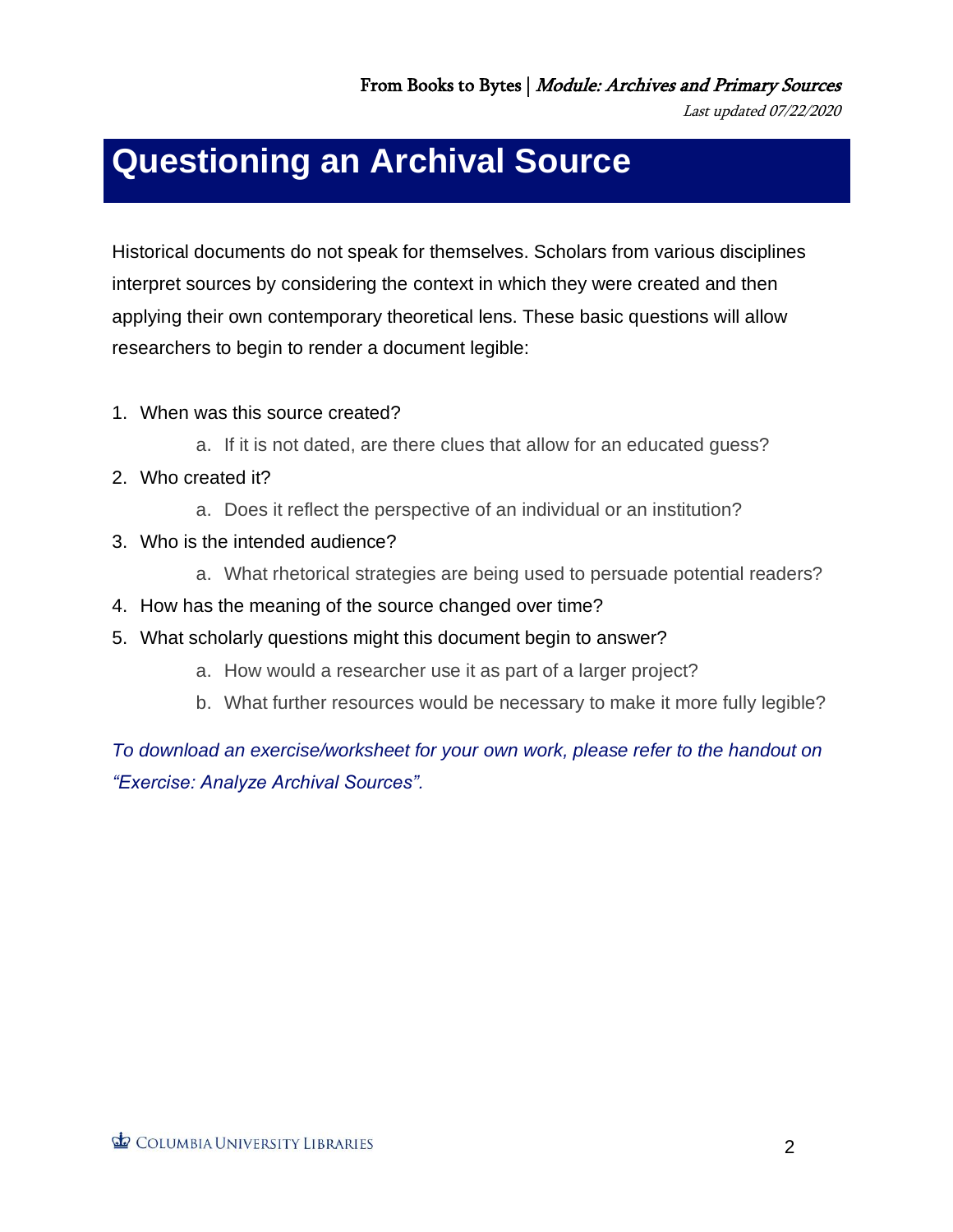# Questioning an Archival Source

Historical documents do not speak for themselves. Scholars from various disciplines interpret sources by considering the context in which they were created and then applying their own contemporary theoretical lens. These basic questions will allow researchers to begin to render a document legible:

1. When was this source created?
    a. If it is not dated, are there clues that allow for an educated guess?
2. Who created it?
    a. Does it reflect the perspective of an individual or an institution?
3. Who is the intended audience?
    a. What rhetorical strategies are being used to persuade potential readers?
4. How has the meaning of the source changed over time?
5. What scholarly questions might this document begin to answer?
    a. How would a researcher use it as part of a larger project?
    b. What further resources would be necessary to make it more fully legible?

*To download an exercise/worksheet for your own work, please refer to the handout on "Exercise: Analyze Archival Sources".*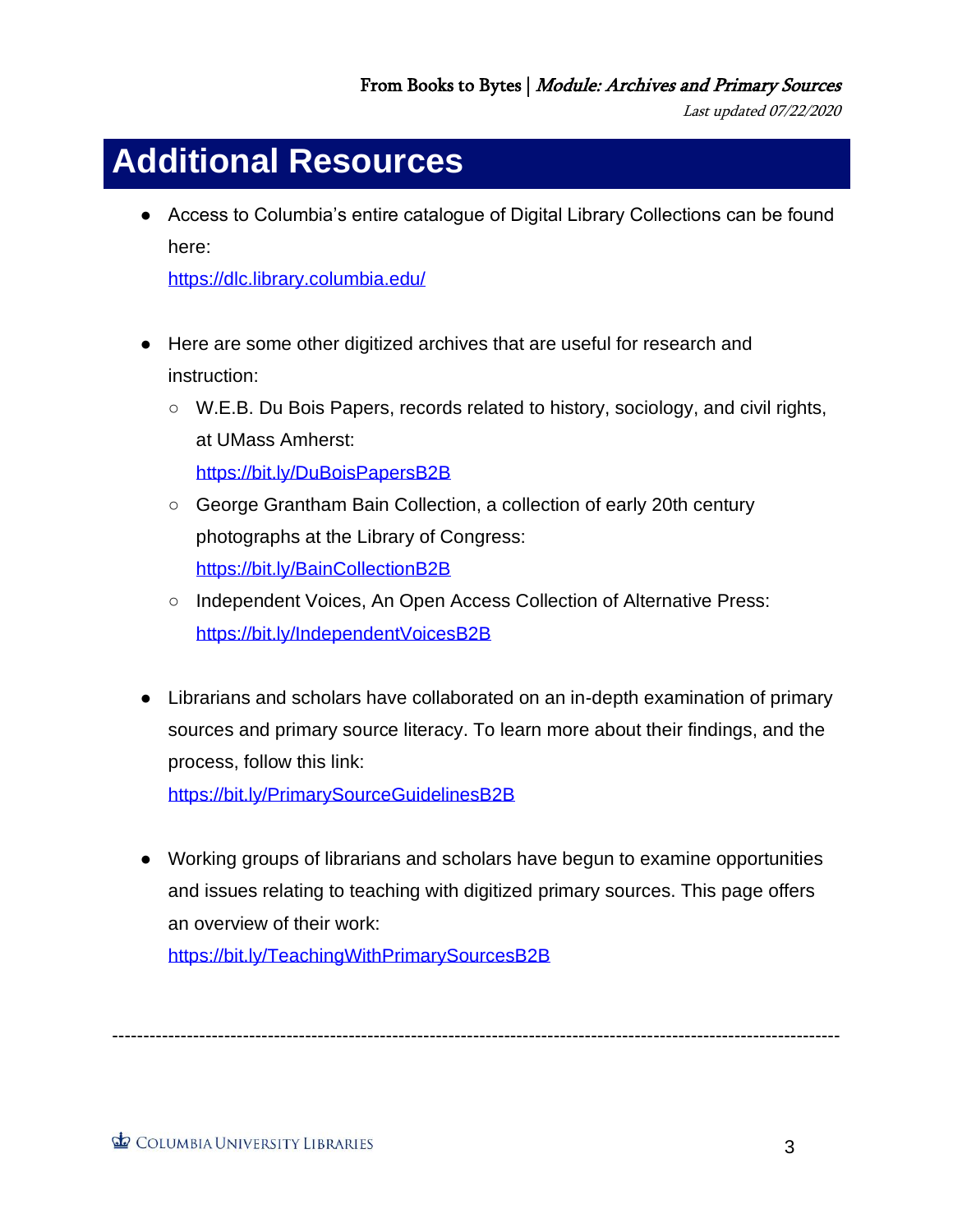# Additional Resources

- Access to Columbia's entire catalogue of Digital Library Collections can be found here:
  https://dlc.library.columbia.edu/

- Here are some other digitized archives that are useful for research and instruction:
  - W.E.B. Du Bois Papers, records related to history, sociology, and civil rights, at UMass Amherst:
    https://bit.ly/DuBoisPapersB2B
  - George Grantham Bain Collection, a collection of early 20th century photographs at the Library of Congress:
    https://bit.ly/BainCollectionB2B
  - Independent Voices, An Open Access Collection of Alternative Press:
    https://bit.ly/IndependentVoicesB2B

- Librarians and scholars have collaborated on an in-depth examination of primary sources and primary source literacy. To learn more about their findings, and the process, follow this link:
  https://bit.ly/PrimarySourceGuidelinesB2B

- Working groups of librarians and scholars have begun to examine opportunities and issues relating to teaching with digitized primary sources. This page offers an overview of their work:
  https://bit.ly/TeachingWithPrimarySourcesB2B

---